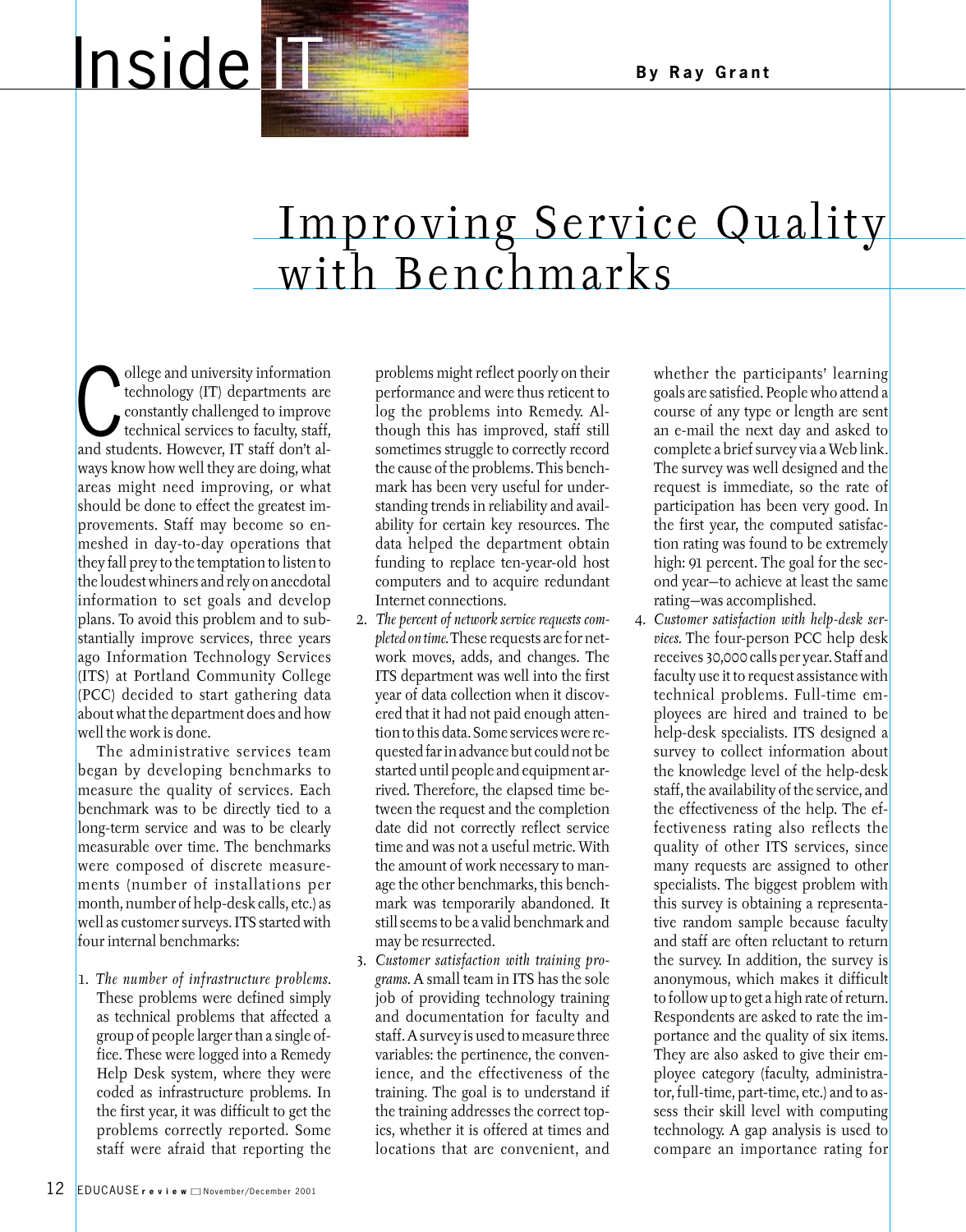# Improving Service Quality with Benchmarks

By Ray Grant

College and university information technology (IT) departments are constantly challenged to improve technical services to faculty, staff, and students. However, IT staff don't always know how well they are doing, what areas might need improving, or what should be done to effect the greatest improvements. Staff may become so enmeshed in day-to-day operations that they fall prey to the temptation to listen to the loudest whiners and rely on anecdotal information to set goals and develop plans. To avoid this problem and to substantially improve services, three years ago Information Technology Services (ITS) at Portland Community College (PCC) decided to start gathering data about what the department does and how well the work is done.

The administrative services team began by developing benchmarks to measure the quality of services. Each benchmark was to be directly tied to a long-term service and was to be clearly measurable over time. The benchmarks were composed of discrete measurements (number of installations per month, number of help-desk calls, etc.) as well as customer surveys. ITS started with four internal benchmarks:

1. *The number of infrastructure problems.* These problems were defined simply as technical problems that affected a group of people larger than a single office. These were logged into a Remedy Help Desk system, where they were coded as infrastructure problems. In the first year, it was difficult to get the problems correctly reported. Some staff were afraid that reporting the problems might reflect poorly on their performance and were thus reticent to log the problems into Remedy. Although this has improved, staff still sometimes struggle to correctly record the cause of the problems. This benchmark has been very useful for understanding trends in reliability and availability for certain key resources. The data helped the department obtain funding to replace ten-year-old host computers and to acquire redundant Internet connections.
2. *The percent of network service requests completed on time.* These requests are for network moves, adds, and changes. The ITS department was well into the first year of data collection when it discovered that it had not paid enough attention to this data. Some services were requested far in advance but could not be started until people and equipment arrived. Therefore, the elapsed time between the request and the completion date did not correctly reflect service time and was not a useful metric. With the amount of work necessary to manage the other benchmarks, this benchmark was temporarily abandoned. It still seems to be a valid benchmark and may be resurrected.
3. *Customer satisfaction with training programs.* A small team in ITS has the sole job of providing technology training and documentation for faculty and staff. A survey is used to measure three variables: the pertinence, the convenience, and the effectiveness of the training. The goal is to understand if the training addresses the correct topics, whether it is offered at times and locations that are convenient, and whether the participants' learning goals are satisfied. People who attend a course of any type or length are sent an e-mail the next day and asked to complete a brief survey via a Web link. The survey was well designed and the request is immediate, so the rate of participation has been very good. In the first year, the computed satisfaction rating was found to be extremely high: 91 percent. The goal for the second year—to achieve at least the same rating—was accomplished.
4. *Customer satisfaction with help-desk services.* The four-person PCC help desk receives 30,000 calls per year. Staff and faculty use it to request assistance with technical problems. Full-time employees are hired and trained to be help-desk specialists. ITS designed a survey to collect information about the knowledge level of the help-desk staff, the availability of the service, and the effectiveness of the help. The effectiveness rating also reflects the quality of other ITS services, since many requests are assigned to other specialists. The biggest problem with this survey is obtaining a representative random sample because faculty and staff are often reluctant to return the survey. In addition, the survey is anonymous, which makes it difficult to follow up to get a high rate of return. Respondents are asked to rate the importance and the quality of six items. They are also asked to give their employee category (faculty, administrator, full-time, part-time, etc.) and to assess their skill level with computing technology. A gap analysis is used to compare an importance rating for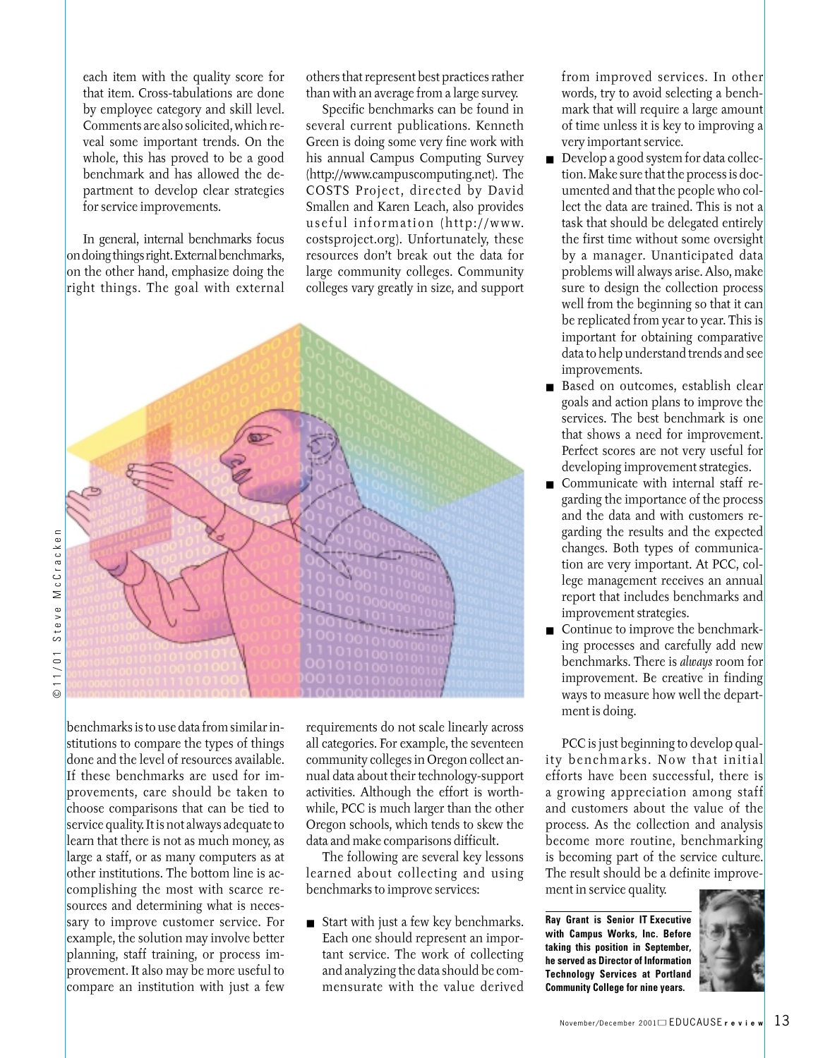each item with the quality score for that item. Cross-tabulations are done by employee category and skill level. Comments are also solicited, which reveal some important trends. On the whole, this has proved to be a good benchmark and has allowed the department to develop clear strategies for service improvements.

In general, internal benchmarks focus on doing things right. External benchmarks, on the other hand, emphasize doing the right things. The goal with external benchmarks is to use data from similar institutions to compare the types of things done and the level of resources available. If these benchmarks are used for improvements, care should be taken to choose comparisons that can be tied to service quality. It is not always adequate to learn that there is not as much money, as large a staff, or as many computers as at other institutions. The bottom line is accomplishing the most with scarce resources and determining what is necessary to improve customer service. For example, the solution may involve better planning, staff training, or process improvement. It also may be more useful to compare an institution with just a few others that represent best practices rather than with an average from a large survey.

Specific benchmarks can be found in several current publications. Kenneth Green is doing some very fine work with his annual Campus Computing Survey (http://www.campuscomputing.net). The COSTS Project, directed by David Smallen and Karen Leach, also provides useful information (http://www.costsproject.org). Unfortunately, these resources don't break out the data for large community colleges. Community colleges vary greatly in size, and support requirements do not scale linearly across all categories. For example, the seventeen community colleges in Oregon collect annual data about their technology-support activities. Although the effort is worthwhile, PCC is much larger than the other Oregon schools, which tends to skew the data and make comparisons difficult.

The following are several key lessons learned about collecting and using benchmarks to improve services:

- Start with just a few key benchmarks. Each one should represent an important service. The work of collecting and analyzing the data should be commensurate with the value derived from improved services. In other words, try to avoid selecting a benchmark that will require a large amount of time unless it is key to improving a very important service.
- Develop a good system for data collection. Make sure that the process is documented and that the people who collect the data are trained. This is not a task that should be delegated entirely the first time without some oversight by a manager. Unanticipated data problems will always arise. Also, make sure to design the collection process well from the beginning so that it can be replicated from year to year. This is important for obtaining comparative data to help understand trends and see improvements.
- Based on outcomes, establish clear goals and action plans to improve the services. The best benchmark is one that shows a need for improvement. Perfect scores are not very useful for developing improvement strategies.
- Communicate with internal staff regarding the importance of the process and the data and with customers regarding the results and the expected changes. Both types of communication are very important. At PCC, college management receives an annual report that includes benchmarks and improvement strategies.
- Continue to improve the benchmarking processes and carefully add new benchmarks. There is *always* room for improvement. Be creative in finding ways to measure how well the department is doing.

PCC is just beginning to develop quality benchmarks. Now that initial efforts have been successful, there is a growing appreciation among staff and customers about the value of the process. As the collection and analysis become more routine, benchmarking is becoming part of the service culture. The result should be a definite improvement in service quality.

**Ray Grant is Senior IT Executive with Campus Works, Inc. Before taking this position in September, he served as Director of Information Technology Services at Portland Community College for nine years.**

©11/01 Steve McCracken